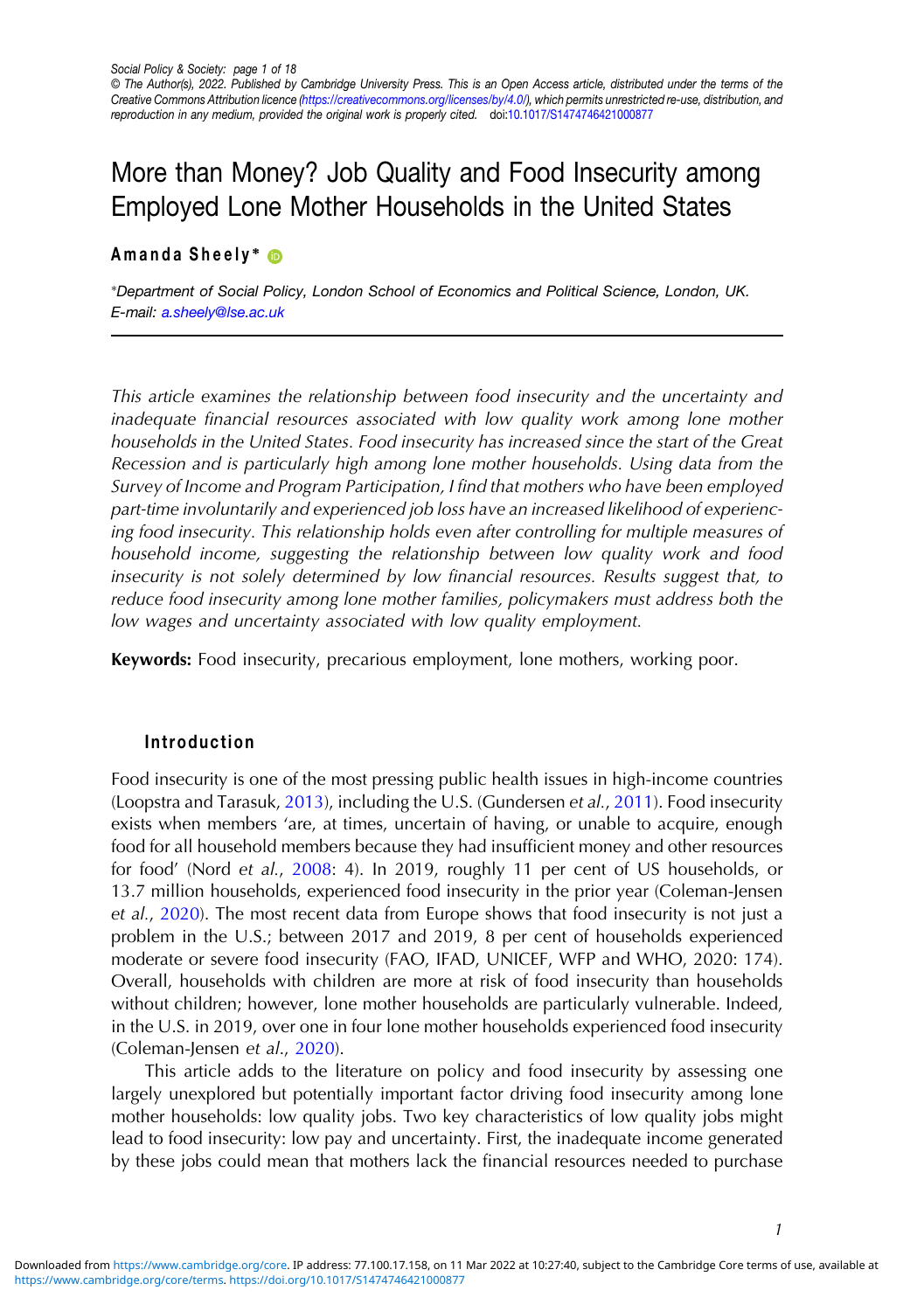# More than Money? Job Quality and Food Insecurity among Employed Lone Mother Households in the United States

**Amanda Sheely***

*Department of Social Policy, London School of Economics and Political Science, London, UK. E-mail: a.sheely@lse.ac.uk*

*This article examines the relationship between food insecurity and the uncertainty and inadequate financial resources associated with low quality work among lone mother households in the United States. Food insecurity has increased since the start of the Great Recession and is particularly high among lone mother households. Using data from the Survey of Income and Program Participation, I find that mothers who have been employed part-time involuntarily and experienced job loss have an increased likelihood of experiencing food insecurity. This relationship holds even after controlling for multiple measures of household income, suggesting the relationship between low quality work and food insecurity is not solely determined by low financial resources. Results suggest that, to reduce food insecurity among lone mother families, policymakers must address both the low wages and uncertainty associated with low quality employment.*

**Keywords:** Food insecurity, precarious employment, lone mothers, working poor.

## Introduction

Food insecurity is one of the most pressing public health issues in high-income countries (Loopstra and Tarasuk, 2013), including the U.S. (Gundersen *et al.*, 2011). Food insecurity exists when members 'are, at times, uncertain of having, or unable to acquire, enough food for all household members because they had insufficient money and other resources for food' (Nord *et al.*, 2008: 4). In 2019, roughly 11 per cent of US households, or 13.7 million households, experienced food insecurity in the prior year (Coleman-Jensen *et al.*, 2020). The most recent data from Europe shows that food insecurity is not just a problem in the U.S.; between 2017 and 2019, 8 per cent of households experienced moderate or severe food insecurity (FAO, IFAD, UNICEF, WFP and WHO, 2020: 174). Overall, households with children are more at risk of food insecurity than households without children; however, lone mother households are particularly vulnerable. Indeed, in the U.S. in 2019, over one in four lone mother households experienced food insecurity (Coleman-Jensen *et al.*, 2020).

This article adds to the literature on policy and food insecurity by assessing one largely unexplored but potentially important factor driving food insecurity among lone mother households: low quality jobs. Two key characteristics of low quality jobs might lead to food insecurity: low pay and uncertainty. First, the inadequate income generated by these jobs could mean that mothers lack the financial resources needed to purchase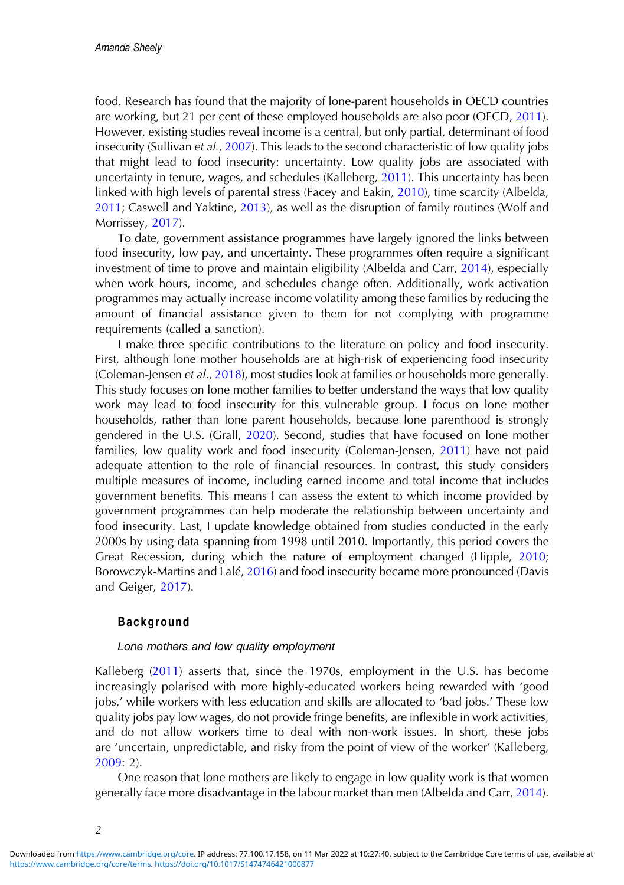food. Research has found that the majority of lone-parent households in OECD countries are working, but 21 per cent of these employed households are also poor (OECD, 2011). However, existing studies reveal income is a central, but only partial, determinant of food insecurity (Sullivan *et al.*, 2007). This leads to the second characteristic of low quality jobs that might lead to food insecurity: uncertainty. Low quality jobs are associated with uncertainty in tenure, wages, and schedules (Kalleberg, 2011). This uncertainty has been linked with high levels of parental stress (Facey and Eakin, 2010), time scarcity (Albelda, 2011; Caswell and Yaktine, 2013), as well as the disruption of family routines (Wolf and Morrissey, 2017).

To date, government assistance programmes have largely ignored the links between food insecurity, low pay, and uncertainty. These programmes often require a significant investment of time to prove and maintain eligibility (Albelda and Carr, 2014), especially when work hours, income, and schedules change often. Additionally, work activation programmes may actually increase income volatility among these families by reducing the amount of financial assistance given to them for not complying with programme requirements (called a sanction).

I make three specific contributions to the literature on policy and food insecurity. First, although lone mother households are at high-risk of experiencing food insecurity (Coleman-Jensen *et al*., 2018), most studies look at families or households more generally. This study focuses on lone mother families to better understand the ways that low quality work may lead to food insecurity for this vulnerable group. I focus on lone mother households, rather than lone parent households, because lone parenthood is strongly gendered in the U.S. (Grall, 2020). Second, studies that have focused on lone mother families, low quality work and food insecurity (Coleman-Jensen, 2011) have not paid adequate attention to the role of financial resources. In contrast, this study considers multiple measures of income, including earned income and total income that includes government benefits. This means I can assess the extent to which income provided by government programmes can help moderate the relationship between uncertainty and food insecurity. Last, I update knowledge obtained from studies conducted in the early 2000s by using data spanning from 1998 until 2010. Importantly, this period covers the Great Recession, during which the nature of employment changed (Hipple, 2010; Borowczyk-Martins and Lalé, 2016) and food insecurity became more pronounced (Davis and Geiger, 2017).

## Background

### *Lone mothers and low quality employment*

Kalleberg (2011) asserts that, since the 1970s, employment in the U.S. has become increasingly polarised with more highly-educated workers being rewarded with 'good jobs,' while workers with less education and skills are allocated to 'bad jobs.' These low quality jobs pay low wages, do not provide fringe benefits, are inflexible in work activities, and do not allow workers time to deal with non-work issues. In short, these jobs are 'uncertain, unpredictable, and risky from the point of view of the worker' (Kalleberg, 2009: 2).

One reason that lone mothers are likely to engage in low quality work is that women generally face more disadvantage in the labour market than men (Albelda and Carr, 2014).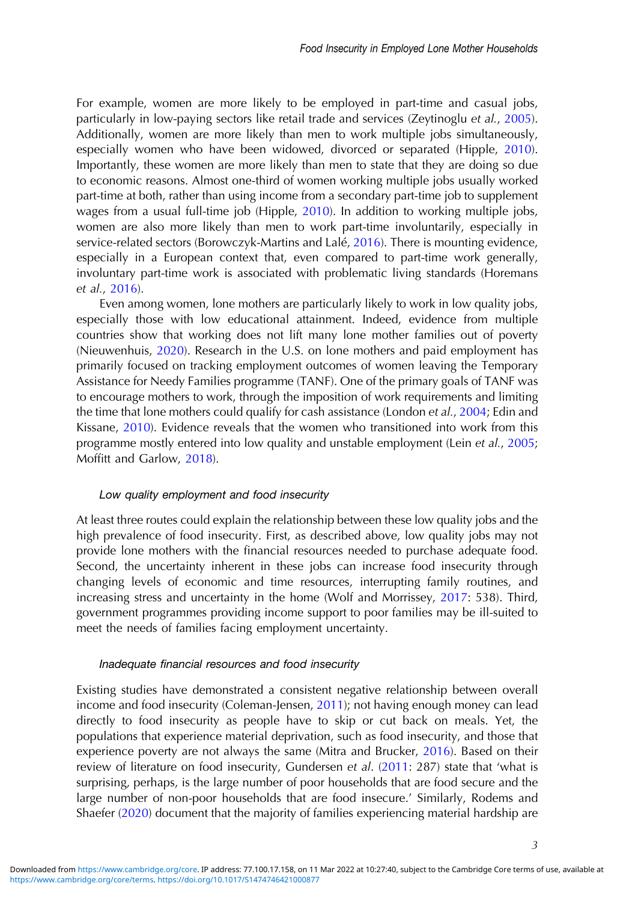For example, women are more likely to be employed in part-time and casual jobs, particularly in low-paying sectors like retail trade and services (Zeytinoglu *et al.*, 2005). Additionally, women are more likely than men to work multiple jobs simultaneously, especially women who have been widowed, divorced or separated (Hipple, 2010). Importantly, these women are more likely than men to state that they are doing so due to economic reasons. Almost one-third of women working multiple jobs usually worked part-time at both, rather than using income from a secondary part-time job to supplement wages from a usual full-time job (Hipple, 2010). In addition to working multiple jobs, women are also more likely than men to work part-time involuntarily, especially in service-related sectors (Borowczyk-Martins and Lalé, 2016). There is mounting evidence, especially in a European context that, even compared to part-time work generally, involuntary part-time work is associated with problematic living standards (Horemans *et al.*, 2016).

Even among women, lone mothers are particularly likely to work in low quality jobs, especially those with low educational attainment. Indeed, evidence from multiple countries show that working does not lift many lone mother families out of poverty (Nieuwenhuis, 2020). Research in the U.S. on lone mothers and paid employment has primarily focused on tracking employment outcomes of women leaving the Temporary Assistance for Needy Families programme (TANF). One of the primary goals of TANF was to encourage mothers to work, through the imposition of work requirements and limiting the time that lone mothers could qualify for cash assistance (London *et al.*, 2004; Edin and Kissane, 2010). Evidence reveals that the women who transitioned into work from this programme mostly entered into low quality and unstable employment (Lein *et al.*, 2005; Moffitt and Garlow, 2018).

### *Low quality employment and food insecurity*

At least three routes could explain the relationship between these low quality jobs and the high prevalence of food insecurity. First, as described above, low quality jobs may not provide lone mothers with the financial resources needed to purchase adequate food. Second, the uncertainty inherent in these jobs can increase food insecurity through changing levels of economic and time resources, interrupting family routines, and increasing stress and uncertainty in the home (Wolf and Morrissey, 2017: 538). Third, government programmes providing income support to poor families may be ill-suited to meet the needs of families facing employment uncertainty.

### *Inadequate financial resources and food insecurity*

Existing studies have demonstrated a consistent negative relationship between overall income and food insecurity (Coleman-Jensen, 2011); not having enough money can lead directly to food insecurity as people have to skip or cut back on meals. Yet, the populations that experience material deprivation, such as food insecurity, and those that experience poverty are not always the same (Mitra and Brucker, 2016). Based on their review of literature on food insecurity, Gundersen *et al.* (2011: 287) state that 'what is surprising, perhaps, is the large number of poor households that are food secure and the large number of non-poor households that are food insecure.' Similarly, Rodems and Shaefer (2020) document that the majority of families experiencing material hardship are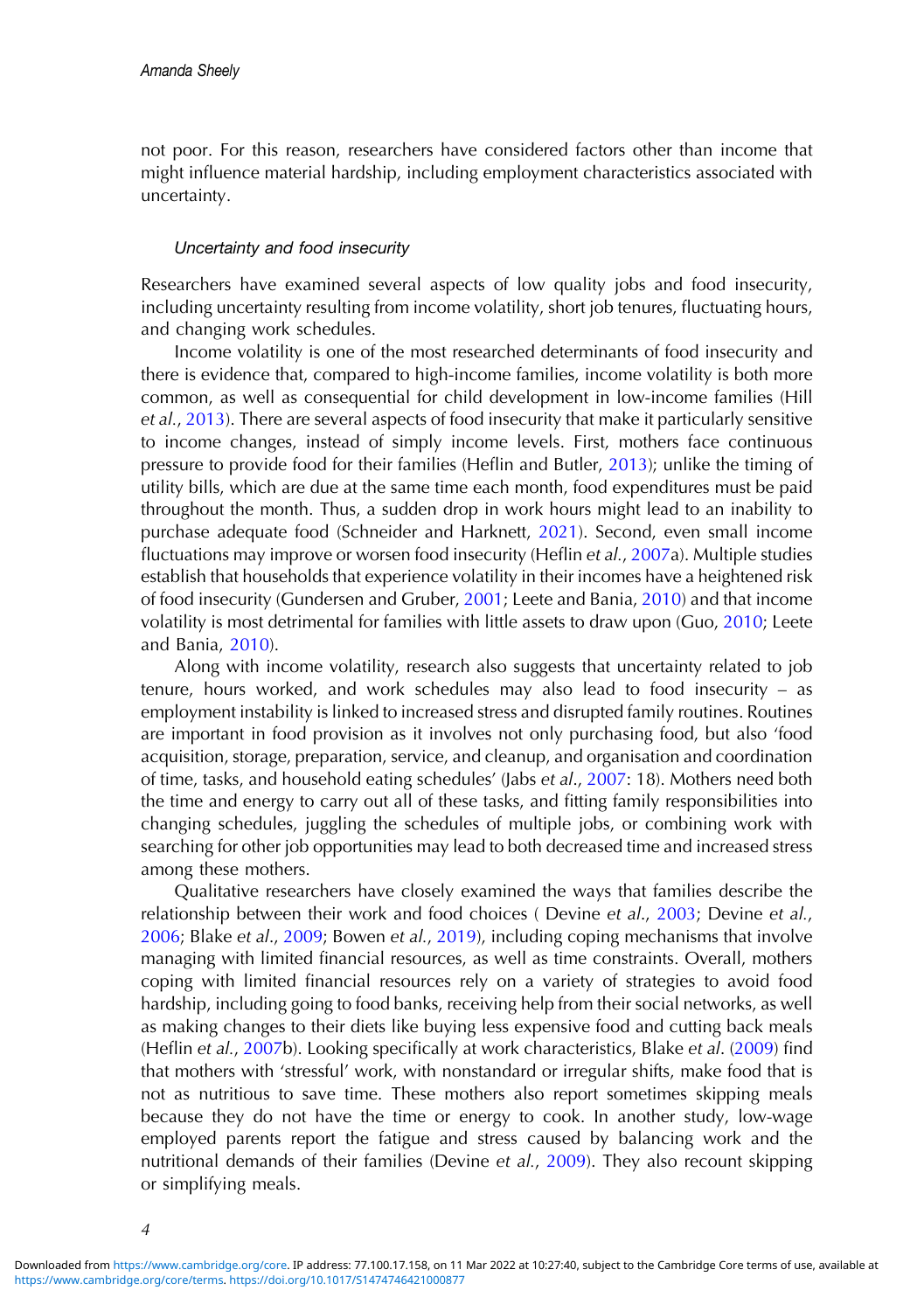not poor. For this reason, researchers have considered factors other than income that might influence material hardship, including employment characteristics associated with uncertainty.

### *Uncertainty and food insecurity*

Researchers have examined several aspects of low quality jobs and food insecurity, including uncertainty resulting from income volatility, short job tenures, fluctuating hours, and changing work schedules.

Income volatility is one of the most researched determinants of food insecurity and there is evidence that, compared to high-income families, income volatility is both more common, as well as consequential for child development in low-income families (Hill *et al.*, 2013). There are several aspects of food insecurity that make it particularly sensitive to income changes, instead of simply income levels. First, mothers face continuous pressure to provide food for their families (Heflin and Butler, 2013); unlike the timing of utility bills, which are due at the same time each month, food expenditures must be paid throughout the month. Thus, a sudden drop in work hours might lead to an inability to purchase adequate food (Schneider and Harknett, 2021). Second, even small income fluctuations may improve or worsen food insecurity (Heflin *et al.*, 2007a). Multiple studies establish that households that experience volatility in their incomes have a heightened risk of food insecurity (Gundersen and Gruber, 2001; Leete and Bania, 2010) and that income volatility is most detrimental for families with little assets to draw upon (Guo, 2010; Leete and Bania, 2010).

Along with income volatility, research also suggests that uncertainty related to job tenure, hours worked, and work schedules may also lead to food insecurity – as employment instability is linked to increased stress and disrupted family routines. Routines are important in food provision as it involves not only purchasing food, but also 'food acquisition, storage, preparation, service, and cleanup, and organisation and coordination of time, tasks, and household eating schedules' (Jabs *et al.*, 2007: 18). Mothers need both the time and energy to carry out all of these tasks, and fitting family responsibilities into changing schedules, juggling the schedules of multiple jobs, or combining work with searching for other job opportunities may lead to both decreased time and increased stress among these mothers.

Qualitative researchers have closely examined the ways that families describe the relationship between their work and food choices ( Devine *et al.*, 2003; Devine *et al.*, 2006; Blake *et al.*, 2009; Bowen *et al.*, 2019), including coping mechanisms that involve managing with limited financial resources, as well as time constraints. Overall, mothers coping with limited financial resources rely on a variety of strategies to avoid food hardship, including going to food banks, receiving help from their social networks, as well as making changes to their diets like buying less expensive food and cutting back meals (Heflin *et al.*, 2007b). Looking specifically at work characteristics, Blake *et al.* (2009) find that mothers with 'stressful' work, with nonstandard or irregular shifts, make food that is not as nutritious to save time. These mothers also report sometimes skipping meals because they do not have the time or energy to cook. In another study, low-wage employed parents report the fatigue and stress caused by balancing work and the nutritional demands of their families (Devine *et al.*, 2009). They also recount skipping or simplifying meals.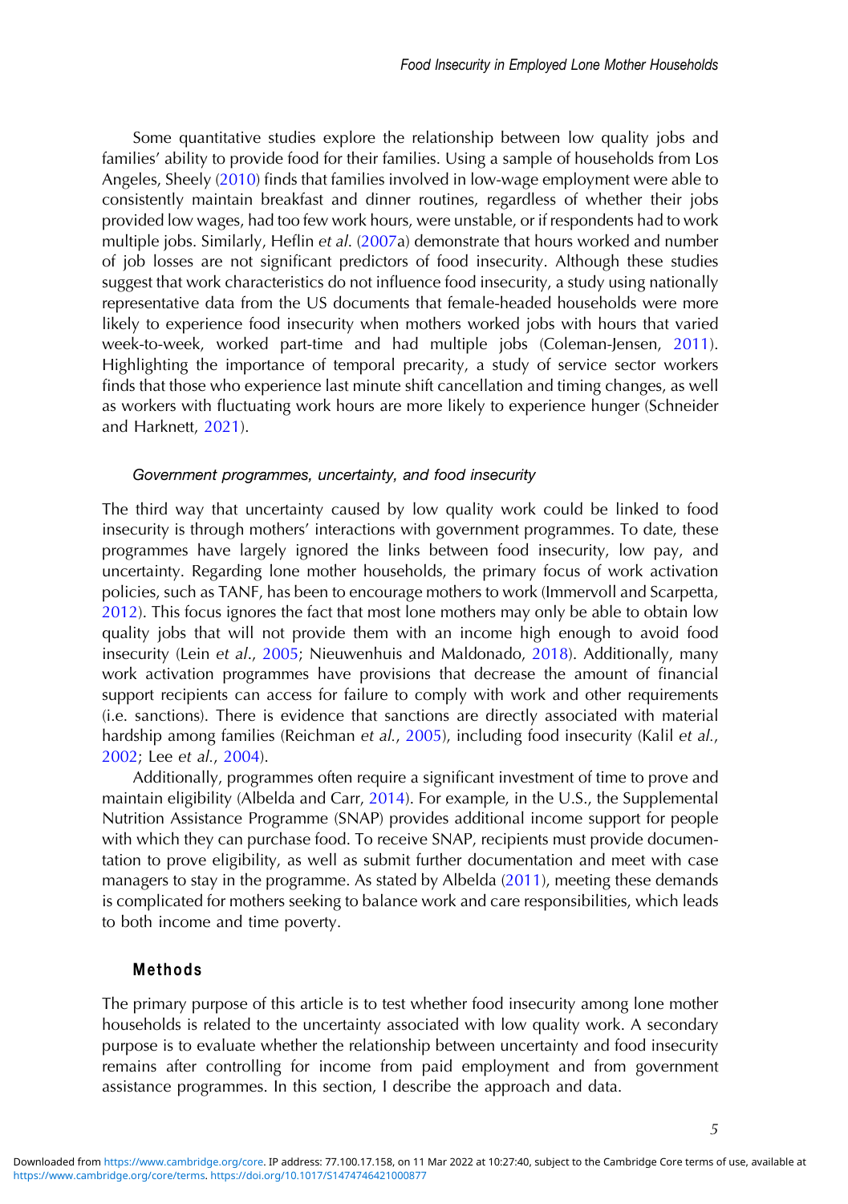Some quantitative studies explore the relationship between low quality jobs and families' ability to provide food for their families. Using a sample of households from Los Angeles, Sheely (2010) finds that families involved in low-wage employment were able to consistently maintain breakfast and dinner routines, regardless of whether their jobs provided low wages, had too few work hours, were unstable, or if respondents had to work multiple jobs. Similarly, Heflin *et al.* (2007a) demonstrate that hours worked and number of job losses are not significant predictors of food insecurity. Although these studies suggest that work characteristics do not influence food insecurity, a study using nationally representative data from the US documents that female-headed households were more likely to experience food insecurity when mothers worked jobs with hours that varied week-to-week, worked part-time and had multiple jobs (Coleman-Jensen, 2011). Highlighting the importance of temporal precarity, a study of service sector workers finds that those who experience last minute shift cancellation and timing changes, as well as workers with fluctuating work hours are more likely to experience hunger (Schneider and Harknett, 2021).

### *Government programmes, uncertainty, and food insecurity*

The third way that uncertainty caused by low quality work could be linked to food insecurity is through mothers' interactions with government programmes. To date, these programmes have largely ignored the links between food insecurity, low pay, and uncertainty. Regarding lone mother households, the primary focus of work activation policies, such as TANF, has been to encourage mothers to work (Immervoll and Scarpetta, 2012). This focus ignores the fact that most lone mothers may only be able to obtain low quality jobs that will not provide them with an income high enough to avoid food insecurity (Lein *et al.*, 2005; Nieuwenhuis and Maldonado, 2018). Additionally, many work activation programmes have provisions that decrease the amount of financial support recipients can access for failure to comply with work and other requirements (i.e. sanctions). There is evidence that sanctions are directly associated with material hardship among families (Reichman *et al.*, 2005), including food insecurity (Kalil *et al.*, 2002; Lee *et al.*, 2004).

Additionally, programmes often require a significant investment of time to prove and maintain eligibility (Albelda and Carr, 2014). For example, in the U.S., the Supplemental Nutrition Assistance Programme (SNAP) provides additional income support for people with which they can purchase food. To receive SNAP, recipients must provide documentation to prove eligibility, as well as submit further documentation and meet with case managers to stay in the programme. As stated by Albelda (2011), meeting these demands is complicated for mothers seeking to balance work and care responsibilities, which leads to both income and time poverty.

## Methods

The primary purpose of this article is to test whether food insecurity among lone mother households is related to the uncertainty associated with low quality work. A secondary purpose is to evaluate whether the relationship between uncertainty and food insecurity remains after controlling for income from paid employment and from government assistance programmes. In this section, I describe the approach and data.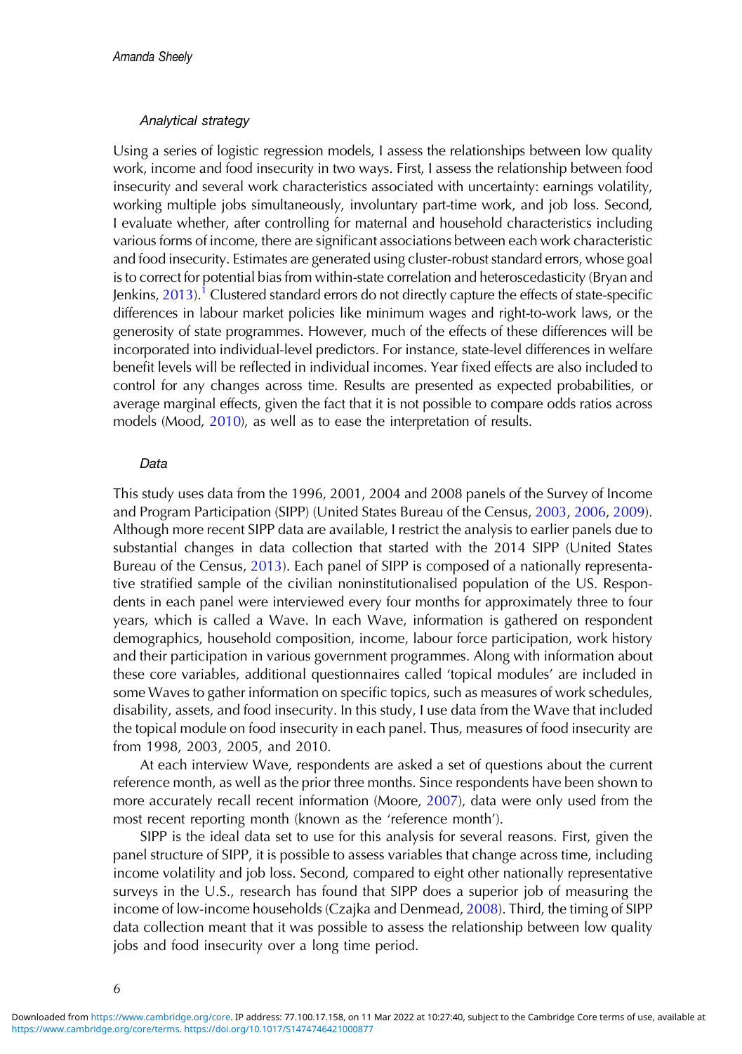### *Analytical strategy*

Using a series of logistic regression models, I assess the relationships between low quality work, income and food insecurity in two ways. First, I assess the relationship between food insecurity and several work characteristics associated with uncertainty: earnings volatility, working multiple jobs simultaneously, involuntary part-time work, and job loss. Second, I evaluate whether, after controlling for maternal and household characteristics including various forms of income, there are significant associations between each work characteristic and food insecurity. Estimates are generated using cluster-robust standard errors, whose goal is to correct for potential bias from within-state correlation and heteroscedasticity (Bryan and Jenkins, 2013).[1] Clustered standard errors do not directly capture the effects of state-specific differences in labour market policies like minimum wages and right-to-work laws, or the generosity of state programmes. However, much of the effects of these differences will be incorporated into individual-level predictors. For instance, state-level differences in welfare benefit levels will be reflected in individual incomes. Year fixed effects are also included to control for any changes across time. Results are presented as expected probabilities, or average marginal effects, given the fact that it is not possible to compare odds ratios across models (Mood, 2010), as well as to ease the interpretation of results.

### *Data*

This study uses data from the 1996, 2001, 2004 and 2008 panels of the Survey of Income and Program Participation (SIPP) (United States Bureau of the Census, 2003, 2006, 2009). Although more recent SIPP data are available, I restrict the analysis to earlier panels due to substantial changes in data collection that started with the 2014 SIPP (United States Bureau of the Census, 2013). Each panel of SIPP is composed of a nationally representative stratified sample of the civilian noninstitutionalised population of the US. Respondents in each panel were interviewed every four months for approximately three to four years, which is called a Wave. In each Wave, information is gathered on respondent demographics, household composition, income, labour force participation, work history and their participation in various government programmes. Along with information about these core variables, additional questionnaires called 'topical modules' are included in some Waves to gather information on specific topics, such as measures of work schedules, disability, assets, and food insecurity. In this study, I use data from the Wave that included the topical module on food insecurity in each panel. Thus, measures of food insecurity are from 1998, 2003, 2005, and 2010.

At each interview Wave, respondents are asked a set of questions about the current reference month, as well as the prior three months. Since respondents have been shown to more accurately recall recent information (Moore, 2007), data were only used from the most recent reporting month (known as the 'reference month').

SIPP is the ideal data set to use for this analysis for several reasons. First, given the panel structure of SIPP, it is possible to assess variables that change across time, including income volatility and job loss. Second, compared to eight other nationally representative surveys in the U.S., research has found that SIPP does a superior job of measuring the income of low-income households (Czajka and Denmead, 2008). Third, the timing of SIPP data collection meant that it was possible to assess the relationship between low quality jobs and food insecurity over a long time period.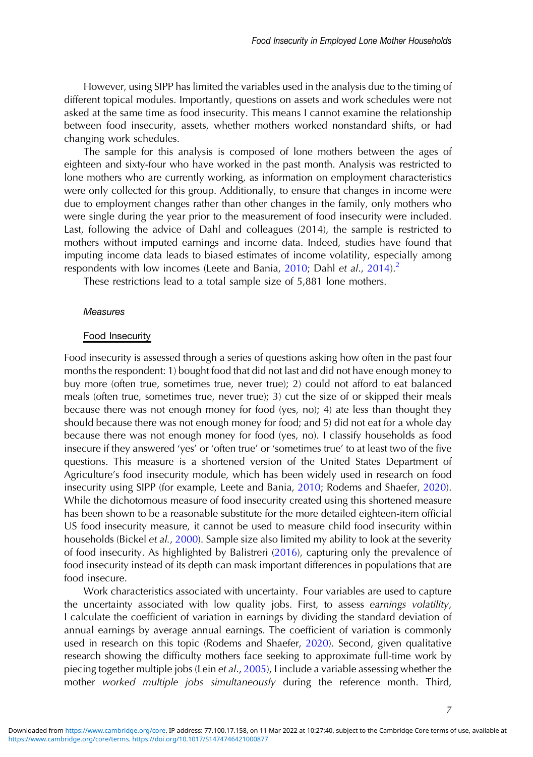However, using SIPP has limited the variables used in the analysis due to the timing of different topical modules. Importantly, questions on assets and work schedules were not asked at the same time as food insecurity. This means I cannot examine the relationship between food insecurity, assets, whether mothers worked nonstandard shifts, or had changing work schedules.

The sample for this analysis is composed of lone mothers between the ages of eighteen and sixty-four who have worked in the past month. Analysis was restricted to lone mothers who are currently working, as information on employment characteristics were only collected for this group. Additionally, to ensure that changes in income were due to employment changes rather than other changes in the family, only mothers who were single during the year prior to the measurement of food insecurity were included. Last, following the advice of Dahl and colleagues (2014), the sample is restricted to mothers without imputed earnings and income data. Indeed, studies have found that imputing income data leads to biased estimates of income volatility, especially among respondents with low incomes (Leete and Bania, 2010; Dahl *et al.*, 2014).[2]

These restrictions lead to a total sample size of 5,881 lone mothers.

### *Measures*

#### Food Insecurity

Food insecurity is assessed through a series of questions asking how often in the past four months the respondent: 1) bought food that did not last and did not have enough money to buy more (often true, sometimes true, never true); 2) could not afford to eat balanced meals (often true, sometimes true, never true); 3) cut the size of or skipped their meals because there was not enough money for food (yes, no); 4) ate less than thought they should because there was not enough money for food; and 5) did not eat for a whole day because there was not enough money for food (yes, no). I classify households as food insecure if they answered 'yes' or 'often true' or 'sometimes true' to at least two of the five questions. This measure is a shortened version of the United States Department of Agriculture's food insecurity module, which has been widely used in research on food insecurity using SIPP (for example, Leete and Bania, 2010; Rodems and Shaefer, 2020). While the dichotomous measure of food insecurity created using this shortened measure has been shown to be a reasonable substitute for the more detailed eighteen-item official US food insecurity measure, it cannot be used to measure child food insecurity within households (Bickel *et al.*, 2000). Sample size also limited my ability to look at the severity of food insecurity. As highlighted by Balistreri (2016), capturing only the prevalence of food insecurity instead of its depth can mask important differences in populations that are food insecure.

Work characteristics associated with uncertainty. Four variables are used to capture the uncertainty associated with low quality jobs. First, to assess *earnings volatility*, I calculate the coefficient of variation in earnings by dividing the standard deviation of annual earnings by average annual earnings. The coefficient of variation is commonly used in research on this topic (Rodems and Shaefer, 2020). Second, given qualitative research showing the difficulty mothers face seeking to approximate full-time work by piecing together multiple jobs (Lein *et al.*, 2005), I include a variable assessing whether the mother *worked multiple jobs simultaneously* during the reference month. Third,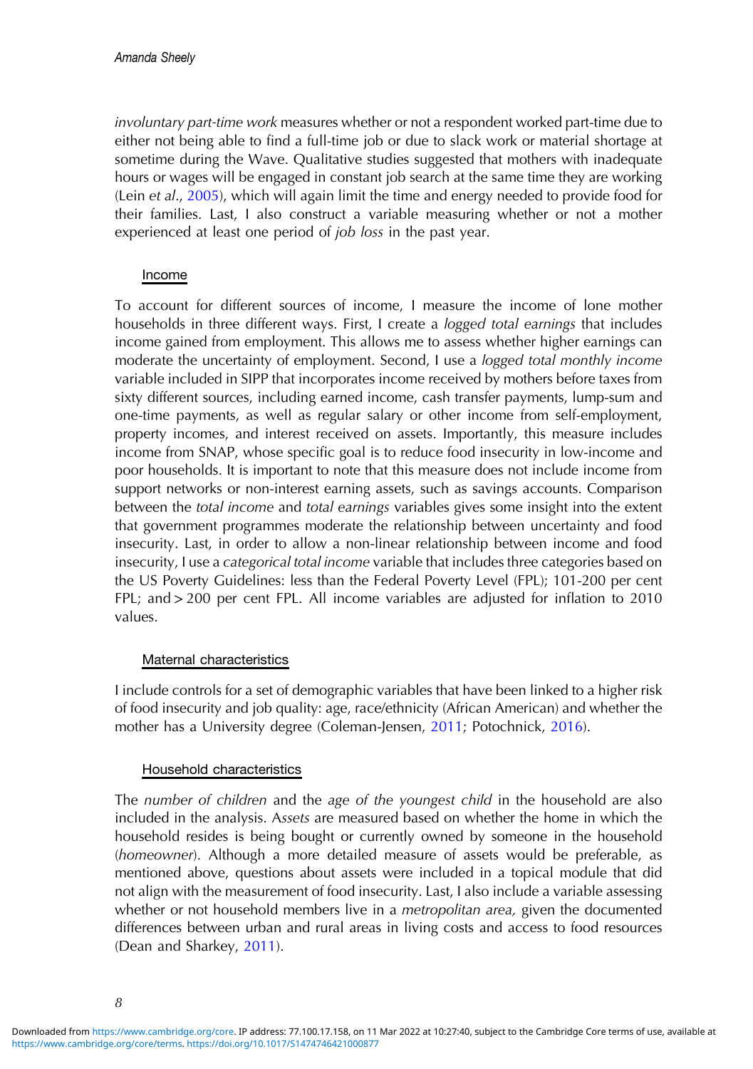*involuntary part-time work* measures whether or not a respondent worked part-time due to either not being able to find a full-time job or due to slack work or material shortage at sometime during the Wave. Qualitative studies suggested that mothers with inadequate hours or wages will be engaged in constant job search at the same time they are working (Lein *et al*., 2005), which will again limit the time and energy needed to provide food for their families. Last, I also construct a variable measuring whether or not a mother experienced at least one period of *job loss* in the past year.

### Income

To account for different sources of income, I measure the income of lone mother households in three different ways. First, I create a *logged total earnings* that includes income gained from employment. This allows me to assess whether higher earnings can moderate the uncertainty of employment. Second, I use a *logged total monthly income* variable included in SIPP that incorporates income received by mothers before taxes from sixty different sources, including earned income, cash transfer payments, lump-sum and one-time payments, as well as regular salary or other income from self-employment, property incomes, and interest received on assets. Importantly, this measure includes income from SNAP, whose specific goal is to reduce food insecurity in low-income and poor households. It is important to note that this measure does not include income from support networks or non-interest earning assets, such as savings accounts. Comparison between the *total income* and *total earnings* variables gives some insight into the extent that government programmes moderate the relationship between uncertainty and food insecurity. Last, in order to allow a non-linear relationship between income and food insecurity, I use a *categorical total income* variable that includes three categories based on the US Poverty Guidelines: less than the Federal Poverty Level (FPL); 101-200 per cent FPL; and > 200 per cent FPL. All income variables are adjusted for inflation to 2010 values.

### Maternal characteristics

I include controls for a set of demographic variables that have been linked to a higher risk of food insecurity and job quality: age, race/ethnicity (African American) and whether the mother has a University degree (Coleman-Jensen, 2011; Potochnick, 2016).

### Household characteristics

The *number of children* and the *age of the youngest child* in the household are also included in the analysis. A*ssets* are measured based on whether the home in which the household resides is being bought or currently owned by someone in the household (*homeowner*). Although a more detailed measure of assets would be preferable, as mentioned above, questions about assets were included in a topical module that did not align with the measurement of food insecurity. Last, I also include a variable assessing whether or not household members live in a *metropolitan area,* given the documented differences between urban and rural areas in living costs and access to food resources (Dean and Sharkey, 2011).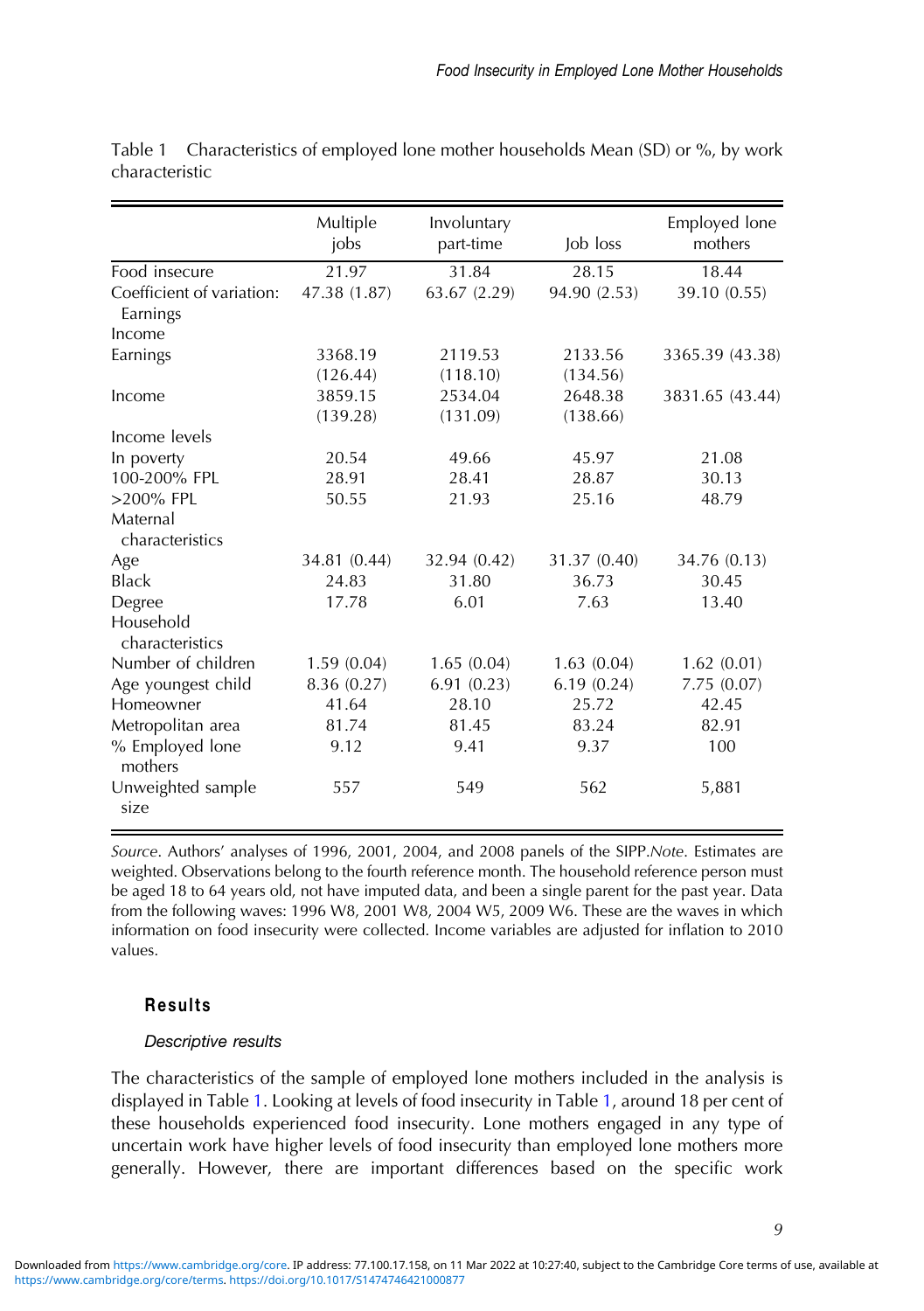Table 1 Characteristics of employed lone mother households Mean (SD) or %, by work characteristic

| | Multiple jobs | Involuntary part-time | Job loss | Employed lone mothers |
|---|---|---|---|---|
| Food insecure | 21.97 | 31.84 | 28.15 | 18.44 |
| Coefficient of variation: Earnings | 47.38 (1.87) | 63.67 (2.29) | 94.90 (2.53) | 39.10 (0.55) |
| Income | | | | |
| Earnings | 3368.19 (126.44) | 2119.53 (118.10) | 2133.56 (134.56) | 3365.39 (43.38) |
| Income | 3859.15 (139.28) | 2534.04 (131.09) | 2648.38 (138.66) | 3831.65 (43.44) |
| Income levels | | | | |
| In poverty | 20.54 | 49.66 | 45.97 | 21.08 |
| 100-200% FPL | 28.91 | 28.41 | 28.87 | 30.13 |
| >200% FPL | 50.55 | 21.93 | 25.16 | 48.79 |
| Maternal characteristics | | | | |
| Age | 34.81 (0.44) | 32.94 (0.42) | 31.37 (0.40) | 34.76 (0.13) |
| Black | 24.83 | 31.80 | 36.73 | 30.45 |
| Degree | 17.78 | 6.01 | 7.63 | 13.40 |
| Household characteristics | | | | |
| Number of children | 1.59 (0.04) | 1.65 (0.04) | 1.63 (0.04) | 1.62 (0.01) |
| Age youngest child | 8.36 (0.27) | 6.91 (0.23) | 6.19 (0.24) | 7.75 (0.07) |
| Homeowner | 41.64 | 28.10 | 25.72 | 42.45 |
| Metropolitan area | 81.74 | 81.45 | 83.24 | 82.91 |
| % Employed lone mothers | 9.12 | 9.41 | 9.37 | 100 |
| Unweighted sample size | 557 | 549 | 562 | 5,881 |

*Source*. Authors' analyses of 1996, 2001, 2004, and 2008 panels of the SIPP.*Note*. Estimates are weighted. Observations belong to the fourth reference month. The household reference person must be aged 18 to 64 years old, not have imputed data, and been a single parent for the past year. Data from the following waves: 1996 W8, 2001 W8, 2004 W5, 2009 W6. These are the waves in which information on food insecurity were collected. Income variables are adjusted for inflation to 2010 values.

## Results

### *Descriptive results*

The characteristics of the sample of employed lone mothers included in the analysis is displayed in Table 1. Looking at levels of food insecurity in Table 1, around 18 per cent of these households experienced food insecurity. Lone mothers engaged in any type of uncertain work have higher levels of food insecurity than employed lone mothers more generally. However, there are important differences based on the specific work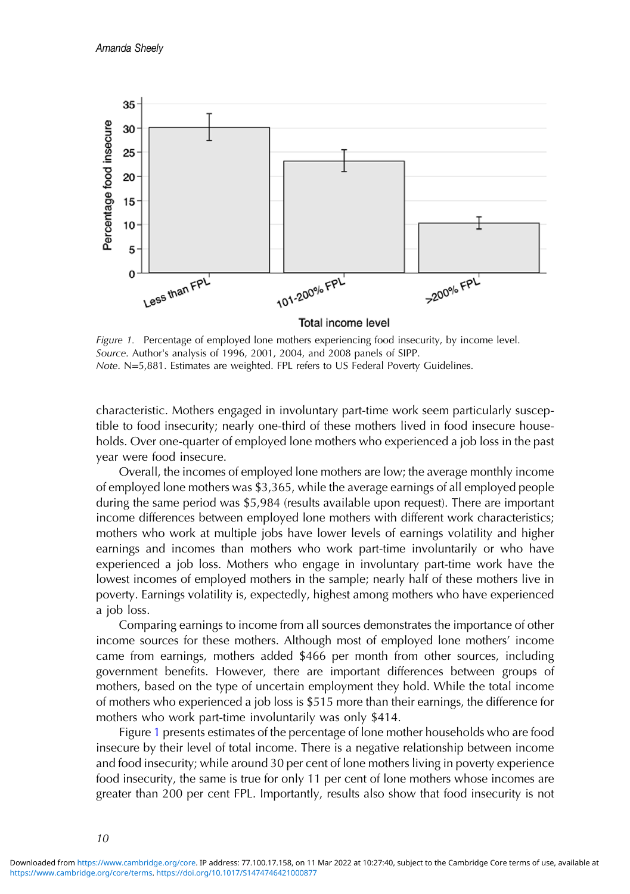*Figure 1.* Percentage of employed lone mothers experiencing food insecurity, by income level.
*Source.* Author's analysis of 1996, 2001, 2004, and 2008 panels of SIPP.
*Note.* N=5,881. Estimates are weighted. FPL refers to US Federal Poverty Guidelines.

characteristic. Mothers engaged in involuntary part-time work seem particularly susceptible to food insecurity; nearly one-third of these mothers lived in food insecure households. Over one-quarter of employed lone mothers who experienced a job loss in the past year were food insecure.

Overall, the incomes of employed lone mothers are low; the average monthly income of employed lone mothers was $3,365, while the average earnings of all employed people during the same period was $5,984 (results available upon request). There are important income differences between employed lone mothers with different work characteristics; mothers who work at multiple jobs have lower levels of earnings volatility and higher earnings and incomes than mothers who work part-time involuntarily or who have experienced a job loss. Mothers who engage in involuntary part-time work have the lowest incomes of employed mothers in the sample; nearly half of these mothers live in poverty. Earnings volatility is, expectedly, highest among mothers who have experienced a job loss.

Comparing earnings to income from all sources demonstrates the importance of other income sources for these mothers. Although most of employed lone mothers' income came from earnings, mothers added $466 per month from other sources, including government benefits. However, there are important differences between groups of mothers, based on the type of uncertain employment they hold. While the total income of mothers who experienced a job loss is $515 more than their earnings, the difference for mothers who work part-time involuntarily was only $414.

Figure 1 presents estimates of the percentage of lone mother households who are food insecure by their level of total income. There is a negative relationship between income and food insecurity; while around 30 per cent of lone mothers living in poverty experience food insecurity, the same is true for only 11 per cent of lone mothers whose incomes are greater than 200 per cent FPL. Importantly, results also show that food insecurity is not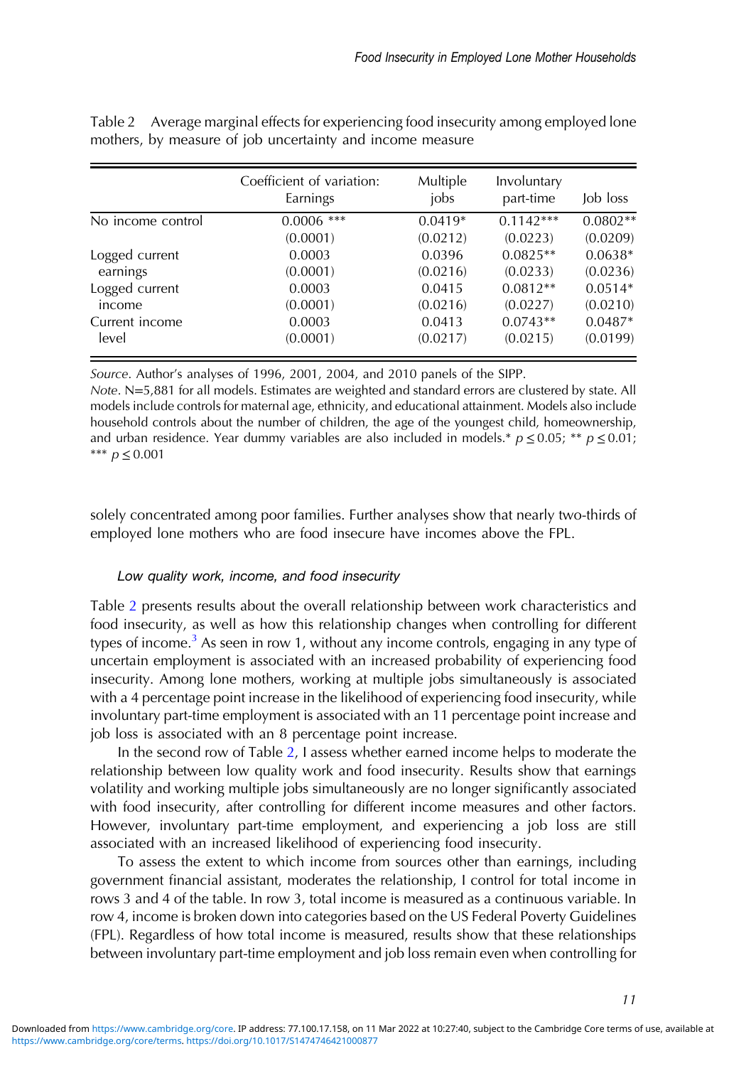Table 2 Average marginal effects for experiencing food insecurity among employed lone mothers, by measure of job uncertainty and income measure

| | Coefficient of variation: Earnings | Multiple jobs | Involuntary part-time | Job loss |
|---|---|---|---|---|
| No income control | 0.0006 *** | 0.0419* | 0.1142*** | 0.0802** |
| | (0.0001) | (0.0212) | (0.0223) | (0.0209) |
| Logged current earnings | 0.0003 | 0.0396 | 0.0825** | 0.0638* |
| | (0.0001) | (0.0216) | (0.0233) | (0.0236) |
| Logged current income | 0.0003 | 0.0415 | 0.0812** | 0.0514* |
| | (0.0001) | (0.0216) | (0.0227) | (0.0210) |
| Current income level | 0.0003 | 0.0413 | 0.0743** | 0.0487* |
| | (0.0001) | (0.0217) | (0.0215) | (0.0199) |

*Source*. Author's analyses of 1996, 2001, 2004, and 2010 panels of the SIPP.
*Note*. N=5,881 for all models. Estimates are weighted and standard errors are clustered by state. All models include controls for maternal age, ethnicity, and educational attainment. Models also include household controls about the number of children, the age of the youngest child, homeownership, and urban residence. Year dummy variables are also included in models.* $p \leq 0.05$; ** $p \leq 0.01$; *** $p \leq 0.001$

solely concentrated among poor families. Further analyses show that nearly two-thirds of employed lone mothers who are food insecure have incomes above the FPL.

### *Low quality work, income, and food insecurity*

Table 2 presents results about the overall relationship between work characteristics and food insecurity, as well as how this relationship changes when controlling for different types of income.[3] As seen in row 1, without any income controls, engaging in any type of uncertain employment is associated with an increased probability of experiencing food insecurity. Among lone mothers, working at multiple jobs simultaneously is associated with a 4 percentage point increase in the likelihood of experiencing food insecurity, while involuntary part-time employment is associated with an 11 percentage point increase and job loss is associated with an 8 percentage point increase.

In the second row of Table 2, I assess whether earned income helps to moderate the relationship between low quality work and food insecurity. Results show that earnings volatility and working multiple jobs simultaneously are no longer significantly associated with food insecurity, after controlling for different income measures and other factors. However, involuntary part-time employment, and experiencing a job loss are still associated with an increased likelihood of experiencing food insecurity.

To assess the extent to which income from sources other than earnings, including government financial assistant, moderates the relationship, I control for total income in rows 3 and 4 of the table. In row 3, total income is measured as a continuous variable. In row 4, income is broken down into categories based on the US Federal Poverty Guidelines (FPL). Regardless of how total income is measured, results show that these relationships between involuntary part-time employment and job loss remain even when controlling for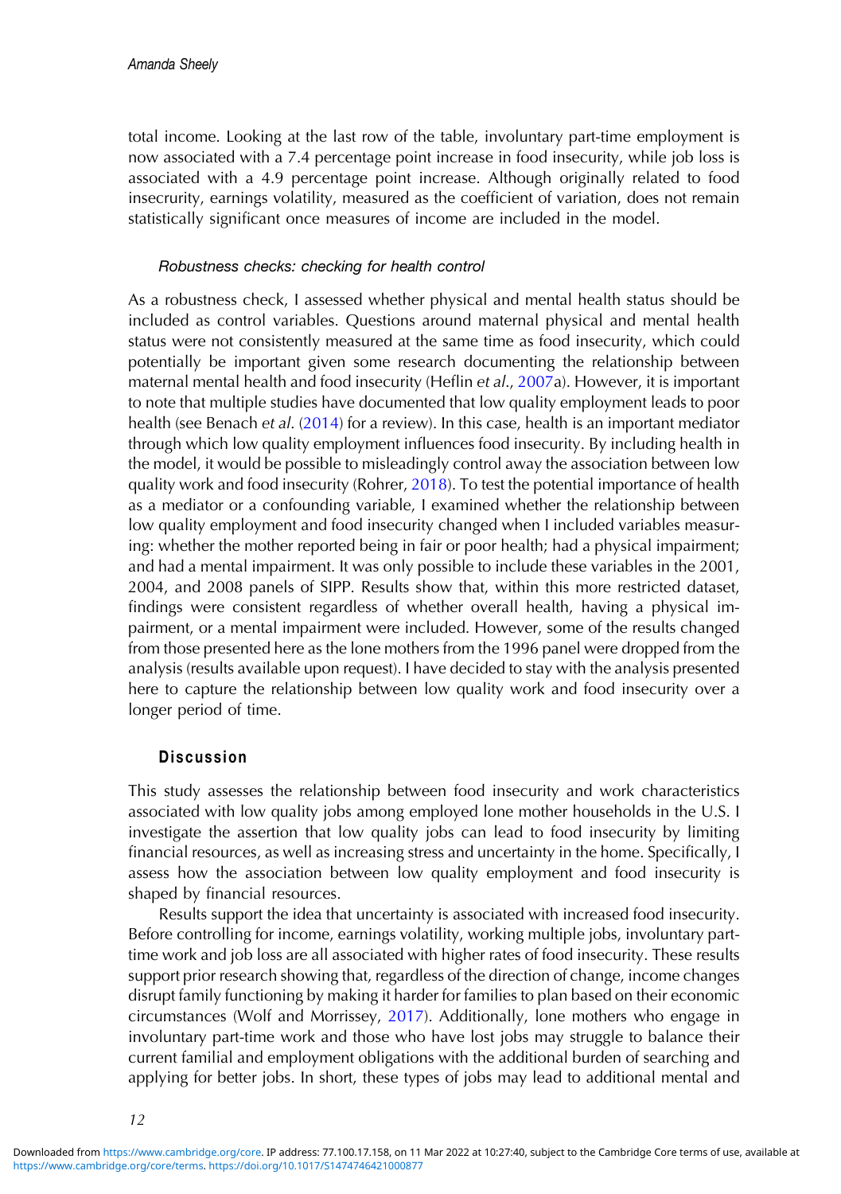total income. Looking at the last row of the table, involuntary part-time employment is now associated with a 7.4 percentage point increase in food insecurity, while job loss is associated with a 4.9 percentage point increase. Although originally related to food insecrurity, earnings volatility, measured as the coefficient of variation, does not remain statistically significant once measures of income are included in the model.

### *Robustness checks: checking for health control*

As a robustness check, I assessed whether physical and mental health status should be included as control variables. Questions around maternal physical and mental health status were not consistently measured at the same time as food insecurity, which could potentially be important given some research documenting the relationship between maternal mental health and food insecurity (Heflin *et al*., 2007a). However, it is important to note that multiple studies have documented that low quality employment leads to poor health (see Benach *et al*. (2014) for a review). In this case, health is an important mediator through which low quality employment influences food insecurity. By including health in the model, it would be possible to misleadingly control away the association between low quality work and food insecurity (Rohrer, 2018). To test the potential importance of health as a mediator or a confounding variable, I examined whether the relationship between low quality employment and food insecurity changed when I included variables measuring: whether the mother reported being in fair or poor health; had a physical impairment; and had a mental impairment. It was only possible to include these variables in the 2001, 2004, and 2008 panels of SIPP. Results show that, within this more restricted dataset, findings were consistent regardless of whether overall health, having a physical impairment, or a mental impairment were included. However, some of the results changed from those presented here as the lone mothers from the 1996 panel were dropped from the analysis (results available upon request). I have decided to stay with the analysis presented here to capture the relationship between low quality work and food insecurity over a longer period of time.

## Discussion

This study assesses the relationship between food insecurity and work characteristics associated with low quality jobs among employed lone mother households in the U.S. I investigate the assertion that low quality jobs can lead to food insecurity by limiting financial resources, as well as increasing stress and uncertainty in the home. Specifically, I assess how the association between low quality employment and food insecurity is shaped by financial resources.

Results support the idea that uncertainty is associated with increased food insecurity. Before controlling for income, earnings volatility, working multiple jobs, involuntary part-time work and job loss are all associated with higher rates of food insecurity. These results support prior research showing that, regardless of the direction of change, income changes disrupt family functioning by making it harder for families to plan based on their economic circumstances (Wolf and Morrissey, 2017). Additionally, lone mothers who engage in involuntary part-time work and those who have lost jobs may struggle to balance their current familial and employment obligations with the additional burden of searching and applying for better jobs. In short, these types of jobs may lead to additional mental and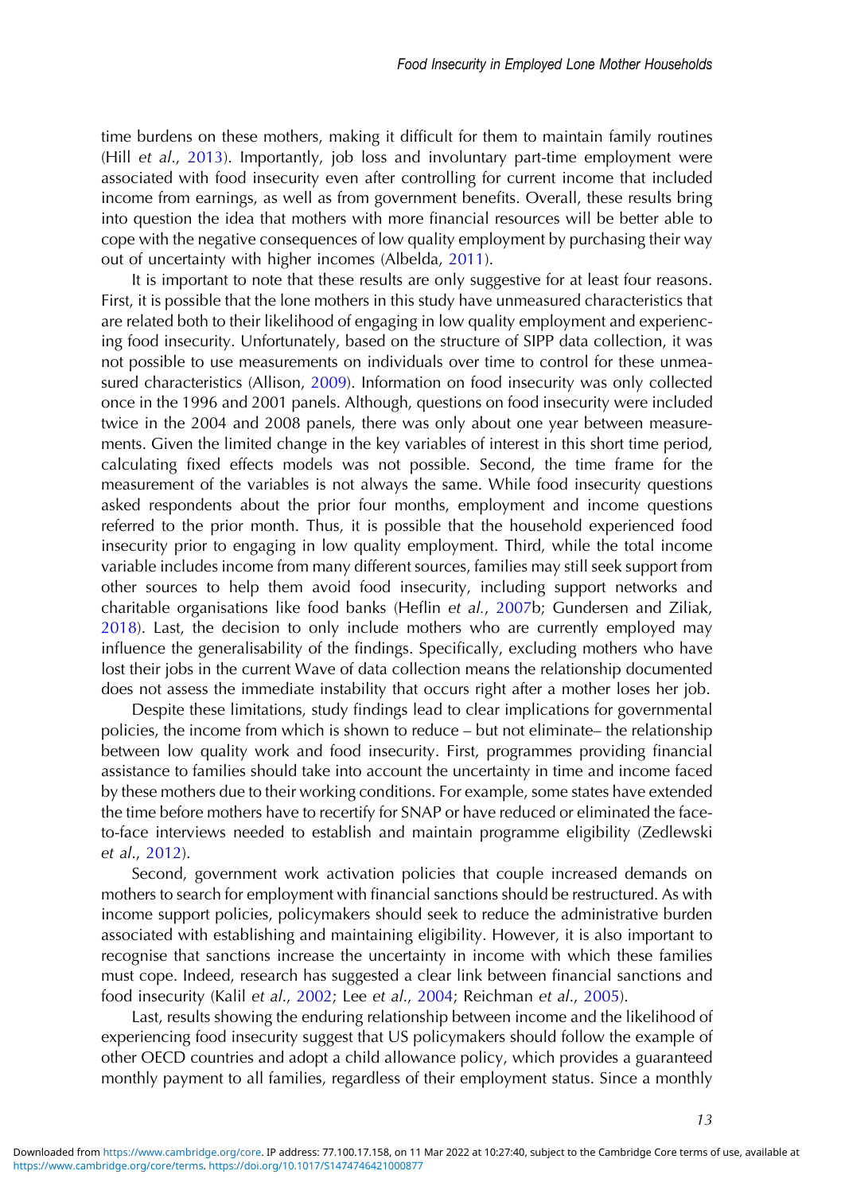time burdens on these mothers, making it difficult for them to maintain family routines (Hill *et al.*, 2013). Importantly, job loss and involuntary part-time employment were associated with food insecurity even after controlling for current income that included income from earnings, as well as from government benefits. Overall, these results bring into question the idea that mothers with more financial resources will be better able to cope with the negative consequences of low quality employment by purchasing their way out of uncertainty with higher incomes (Albelda, 2011).

It is important to note that these results are only suggestive for at least four reasons. First, it is possible that the lone mothers in this study have unmeasured characteristics that are related both to their likelihood of engaging in low quality employment and experiencing food insecurity. Unfortunately, based on the structure of SIPP data collection, it was not possible to use measurements on individuals over time to control for these unmeasured characteristics (Allison, 2009). Information on food insecurity was only collected once in the 1996 and 2001 panels. Although, questions on food insecurity were included twice in the 2004 and 2008 panels, there was only about one year between measurements. Given the limited change in the key variables of interest in this short time period, calculating fixed effects models was not possible. Second, the time frame for the measurement of the variables is not always the same. While food insecurity questions asked respondents about the prior four months, employment and income questions referred to the prior month. Thus, it is possible that the household experienced food insecurity prior to engaging in low quality employment. Third, while the total income variable includes income from many different sources, families may still seek support from other sources to help them avoid food insecurity, including support networks and charitable organisations like food banks (Heflin *et al.*, 2007b; Gundersen and Ziliak, 2018). Last, the decision to only include mothers who are currently employed may influence the generalisability of the findings. Specifically, excluding mothers who have lost their jobs in the current Wave of data collection means the relationship documented does not assess the immediate instability that occurs right after a mother loses her job.

Despite these limitations, study findings lead to clear implications for governmental policies, the income from which is shown to reduce – but not eliminate– the relationship between low quality work and food insecurity. First, programmes providing financial assistance to families should take into account the uncertainty in time and income faced by these mothers due to their working conditions. For example, some states have extended the time before mothers have to recertify for SNAP or have reduced or eliminated the face-to-face interviews needed to establish and maintain programme eligibility (Zedlewski *et al.*, 2012).

Second, government work activation policies that couple increased demands on mothers to search for employment with financial sanctions should be restructured. As with income support policies, policymakers should seek to reduce the administrative burden associated with establishing and maintaining eligibility. However, it is also important to recognise that sanctions increase the uncertainty in income with which these families must cope. Indeed, research has suggested a clear link between financial sanctions and food insecurity (Kalil *et al.*, 2002; Lee *et al.*, 2004; Reichman *et al.*, 2005).

Last, results showing the enduring relationship between income and the likelihood of experiencing food insecurity suggest that US policymakers should follow the example of other OECD countries and adopt a child allowance policy, which provides a guaranteed monthly payment to all families, regardless of their employment status. Since a monthly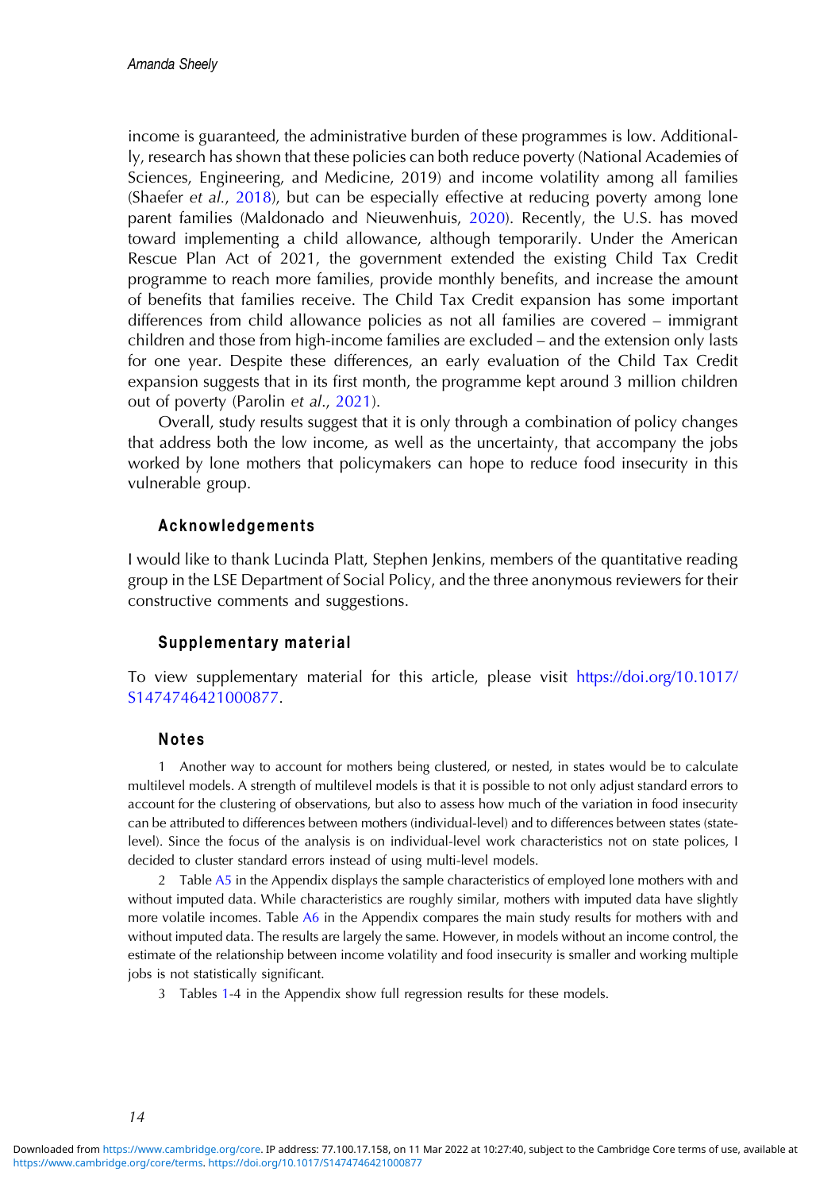income is guaranteed, the administrative burden of these programmes is low. Additionally, research has shown that these policies can both reduce poverty (National Academies of Sciences, Engineering, and Medicine, 2019) and income volatility among all families (Shaefer *et al.*, 2018), but can be especially effective at reducing poverty among lone parent families (Maldonado and Nieuwenhuis, 2020). Recently, the U.S. has moved toward implementing a child allowance, although temporarily. Under the American Rescue Plan Act of 2021, the government extended the existing Child Tax Credit programme to reach more families, provide monthly benefits, and increase the amount of benefits that families receive. The Child Tax Credit expansion has some important differences from child allowance policies as not all families are covered – immigrant children and those from high-income families are excluded – and the extension only lasts for one year. Despite these differences, an early evaluation of the Child Tax Credit expansion suggests that in its first month, the programme kept around 3 million children out of poverty (Parolin *et al.*, 2021).

Overall, study results suggest that it is only through a combination of policy changes that address both the low income, as well as the uncertainty, that accompany the jobs worked by lone mothers that policymakers can hope to reduce food insecurity in this vulnerable group.

## Acknowledgements

I would like to thank Lucinda Platt, Stephen Jenkins, members of the quantitative reading group in the LSE Department of Social Policy, and the three anonymous reviewers for their constructive comments and suggestions.

## Supplementary material

To view supplementary material for this article, please visit https://doi.org/10.1017/S1474746421000877.

## Notes

1 Another way to account for mothers being clustered, or nested, in states would be to calculate multilevel models. A strength of multilevel models is that it is possible to not only adjust standard errors to account for the clustering of observations, but also to assess how much of the variation in food insecurity can be attributed to differences between mothers (individual-level) and to differences between states (state-level). Since the focus of the analysis is on individual-level work characteristics not on state polices, I decided to cluster standard errors instead of using multi-level models.

2 Table A5 in the Appendix displays the sample characteristics of employed lone mothers with and without imputed data. While characteristics are roughly similar, mothers with imputed data have slightly more volatile incomes. Table A6 in the Appendix compares the main study results for mothers with and without imputed data. The results are largely the same. However, in models without an income control, the estimate of the relationship between income volatility and food insecurity is smaller and working multiple jobs is not statistically significant.

3 Tables 1-4 in the Appendix show full regression results for these models.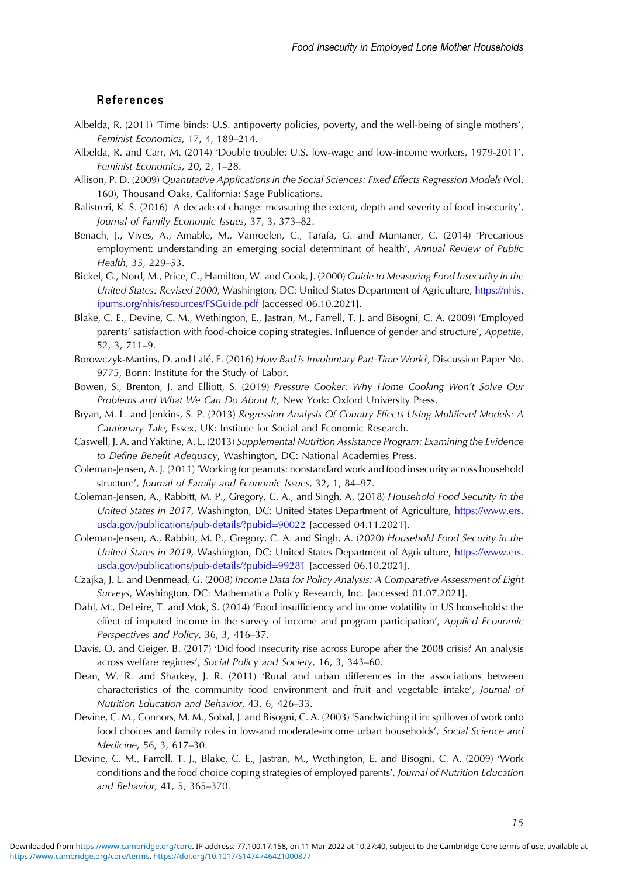## References

Albelda, R. (2011) 'Time binds: U.S. antipoverty policies, poverty, and the well-being of single mothers', *Feminist Economics*, 17, 4, 189–214.

Albelda, R. and Carr, M. (2014) 'Double trouble: U.S. low-wage and low-income workers, 1979-2011', *Feminist Economics*, 20, 2, 1–28.

Allison, P. D. (2009) *Quantitative Applications in the Social Sciences: Fixed Effects Regression Models* (Vol. 160), Thousand Oaks, California: Sage Publications.

Balistreri, K. S. (2016) 'A decade of change: measuring the extent, depth and severity of food insecurity', *Journal of Family Economic Issues*, 37, 3, 373–82.

Benach, J., Vives, A., Amable, M., Vanroelen, C., Tarafa, G. and Muntaner, C. (2014) 'Precarious employment: understanding an emerging social determinant of health', *Annual Review of Public Health*, 35, 229–53.

Bickel, G., Nord, M., Price, C., Hamilton, W. and Cook, J. (2000) *Guide to Measuring Food Insecurity in the United States: Revised 2000*, Washington, DC: United States Department of Agriculture, https://nhis.ipums.org/nhis/resources/FSGuide.pdf [accessed 06.10.2021].

Blake, C. E., Devine, C. M., Wethington, E., Jastran, M., Farrell, T. J. and Bisogni, C. A. (2009) 'Employed parents' satisfaction with food-choice coping strategies. Influence of gender and structure', *Appetite*, 52, 3, 711–9.

Borowczyk-Martins, D. and Lalé, E. (2016) *How Bad is Involuntary Part-Time Work?,* Discussion Paper No. 9775, Bonn: Institute for the Study of Labor.

Bowen, S., Brenton, J. and Elliott, S. (2019) *Pressure Cooker: Why Home Cooking Won't Solve Our Problems and What We Can Do About It*, New York: Oxford University Press.

Bryan, M. L. and Jenkins, S. P. (2013) *Regression Analysis Of Country Effects Using Multilevel Models: A Cautionary Tale*, Essex, UK: Institute for Social and Economic Research.

Caswell, J. A. and Yaktine, A. L. (2013) *Supplemental Nutrition Assistance Program: Examining the Evidence to Define Benefit Adequacy*, Washington, DC: National Academies Press.

Coleman-Jensen, A. J. (2011) 'Working for peanuts: nonstandard work and food insecurity across household structure', *Journal of Family and Economic Issues*, 32, 1, 84–97.

Coleman-Jensen, A., Rabbitt, M. P., Gregory, C. A., and Singh, A. (2018) *Household Food Security in the United States in 2017,* Washington, DC: United States Department of Agriculture, https://www.ers.usda.gov/publications/pub-details/?pubid=90022 [accessed 04.11.2021].

Coleman-Jensen, A., Rabbitt, M. P., Gregory, C. A. and Singh, A. (2020) *Household Food Security in the United States in 2019,* Washington, DC: United States Department of Agriculture, https://www.ers.usda.gov/publications/pub-details/?pubid=99281 [accessed 06.10.2021].

Czajka, J. L. and Denmead, G. (2008) *Income Data for Policy Analysis: A Comparative Assessment of Eight Surveys*, Washington, DC: Mathematica Policy Research, Inc. [accessed 01.07.2021].

Dahl, M., DeLeire, T. and Mok, S. (2014) 'Food insufficiency and income volatility in US households: the effect of imputed income in the survey of income and program participation', *Applied Economic Perspectives and Policy*, 36, 3, 416–37.

Davis, O. and Geiger, B. (2017) 'Did food insecurity rise across Europe after the 2008 crisis? An analysis across welfare regimes', *Social Policy and Society*, 16, 3, 343–60.

Dean, W. R. and Sharkey, J. R. (2011) 'Rural and urban differences in the associations between characteristics of the community food environment and fruit and vegetable intake', *Journal of Nutrition Education and Behavior*, 43, 6, 426–33.

Devine, C. M., Connors, M. M., Sobal, J. and Bisogni, C. A. (2003) 'Sandwiching it in: spillover of work onto food choices and family roles in low-and moderate-income urban households', *Social Science and Medicine*, 56, 3, 617–30.

Devine, C. M., Farrell, T. J., Blake, C. E., Jastran, M., Wethington, E. and Bisogni, C. A. (2009) 'Work conditions and the food choice coping strategies of employed parents', *Journal of Nutrition Education and Behavior*, 41, 5, 365–370.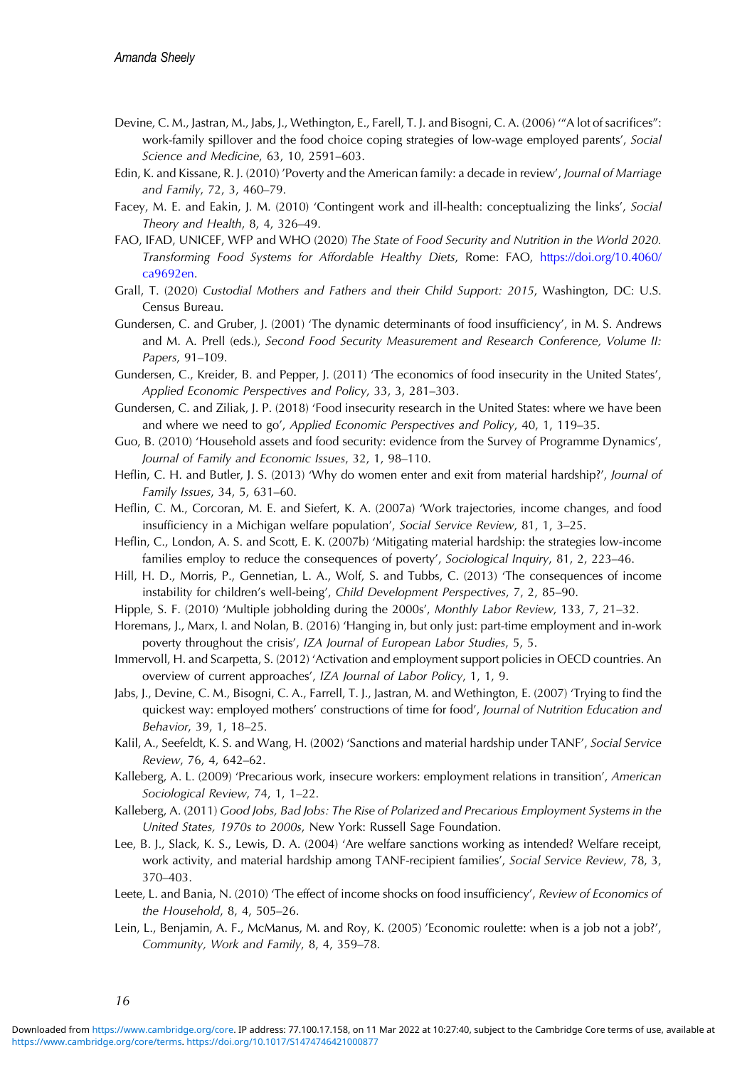Devine, C. M., Jastran, M., Jabs, J., Wethington, E., Farell, T. J. and Bisogni, C. A. (2006) '"A lot of sacrifices": work-family spillover and the food choice coping strategies of low-wage employed parents', *Social Science and Medicine*, 63, 10, 2591–603.

Edin, K. and Kissane, R. J. (2010) 'Poverty and the American family: a decade in review', *Journal of Marriage and Family*, 72, 3, 460–79.

Facey, M. E. and Eakin, J. M. (2010) 'Contingent work and ill-health: conceptualizing the links', *Social Theory and Health*, 8, 4, 326–49.

FAO, IFAD, UNICEF, WFP and WHO (2020) *The State of Food Security and Nutrition in the World 2020. Transforming Food Systems for Affordable Healthy Diets*, Rome: FAO, https://doi.org/10.4060/ca9692en.

Grall, T. (2020) *Custodial Mothers and Fathers and their Child Support: 2015*, Washington, DC: U.S. Census Bureau.

Gundersen, C. and Gruber, J. (2001) 'The dynamic determinants of food insufficiency', in M. S. Andrews and M. A. Prell (eds.), *Second Food Security Measurement and Research Conference, Volume II: Papers*, 91–109.

Gundersen, C., Kreider, B. and Pepper, J. (2011) 'The economics of food insecurity in the United States', *Applied Economic Perspectives and Policy*, 33, 3, 281–303.

Gundersen, C. and Ziliak, J. P. (2018) 'Food insecurity research in the United States: where we have been and where we need to go', *Applied Economic Perspectives and Policy*, 40, 1, 119–35.

Guo, B. (2010) 'Household assets and food security: evidence from the Survey of Programme Dynamics', *Journal of Family and Economic Issues*, 32, 1, 98–110.

Heflin, C. H. and Butler, J. S. (2013) 'Why do women enter and exit from material hardship?', *Journal of Family Issues*, 34, 5, 631–60.

Heflin, C. M., Corcoran, M. E. and Siefert, K. A. (2007a) 'Work trajectories, income changes, and food insufficiency in a Michigan welfare population', *Social Service Review*, 81, 1, 3–25.

Heflin, C., London, A. S. and Scott, E. K. (2007b) 'Mitigating material hardship: the strategies low-income families employ to reduce the consequences of poverty', *Sociological Inquiry*, 81, 2, 223–46.

Hill, H. D., Morris, P., Gennetian, L. A., Wolf, S. and Tubbs, C. (2013) 'The consequences of income instability for children's well-being', *Child Development Perspectives*, 7, 2, 85–90.

Hipple, S. F. (2010) 'Multiple jobholding during the 2000s', *Monthly Labor Review*, 133, 7, 21–32.

Horemans, J., Marx, I. and Nolan, B. (2016) 'Hanging in, but only just: part-time employment and in-work poverty throughout the crisis', *IZA Journal of European Labor Studies*, 5, 5.

Immervoll, H. and Scarpetta, S. (2012) 'Activation and employment support policies in OECD countries. An overview of current approaches', *IZA Journal of Labor Policy*, 1, 1, 9.

Jabs, J., Devine, C. M., Bisogni, C. A., Farrell, T. J., Jastran, M. and Wethington, E. (2007) 'Trying to find the quickest way: employed mothers' constructions of time for food', *Journal of Nutrition Education and Behavior*, 39, 1, 18–25.

Kalil, A., Seefeldt, K. S. and Wang, H. (2002) 'Sanctions and material hardship under TANF', *Social Service Review*, 76, 4, 642–62.

Kalleberg, A. L. (2009) 'Precarious work, insecure workers: employment relations in transition', *American Sociological Review*, 74, 1, 1–22.

Kalleberg, A. (2011) *Good Jobs, Bad Jobs: The Rise of Polarized and Precarious Employment Systems in the United States, 1970s to 2000s*, New York: Russell Sage Foundation.

Lee, B. J., Slack, K. S., Lewis, D. A. (2004) 'Are welfare sanctions working as intended? Welfare receipt, work activity, and material hardship among TANF-recipient families', *Social Service Review*, 78, 3, 370–403.

Leete, L. and Bania, N. (2010) 'The effect of income shocks on food insufficiency', *Review of Economics of the Household*, 8, 4, 505–26.

Lein, L., Benjamin, A. F., McManus, M. and Roy, K. (2005) 'Economic roulette: when is a job not a job?', *Community, Work and Family*, 8, 4, 359–78.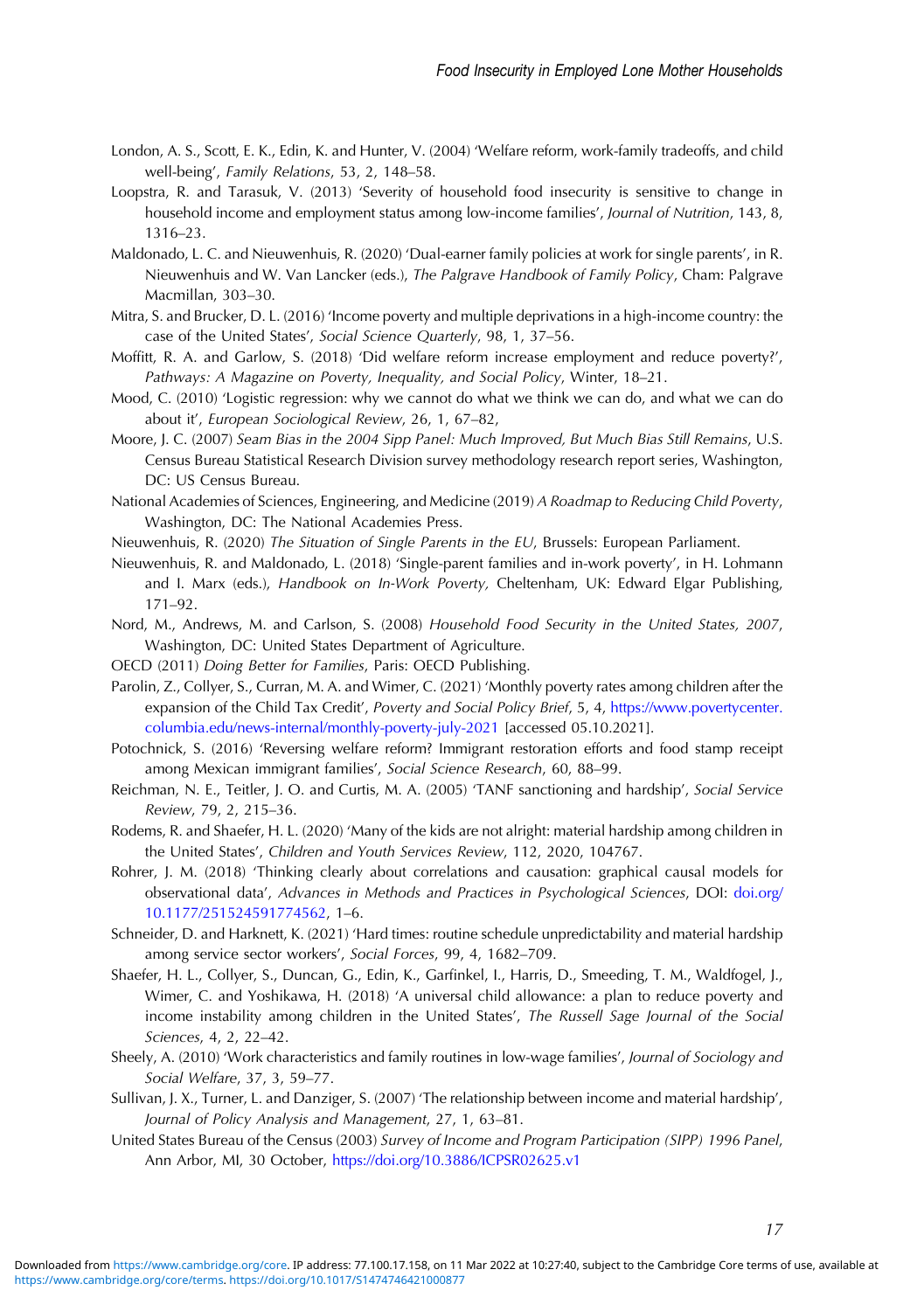London, A. S., Scott, E. K., Edin, K. and Hunter, V. (2004) 'Welfare reform, work-family tradeoffs, and child well-being', *Family Relations*, 53, 2, 148–58.

Loopstra, R. and Tarasuk, V. (2013) 'Severity of household food insecurity is sensitive to change in household income and employment status among low-income families', *Journal of Nutrition*, 143, 8, 1316–23.

Maldonado, L. C. and Nieuwenhuis, R. (2020) 'Dual-earner family policies at work for single parents', in R. Nieuwenhuis and W. Van Lancker (eds.), *The Palgrave Handbook of Family Policy*, Cham: Palgrave Macmillan, 303–30.

Mitra, S. and Brucker, D. L. (2016) 'Income poverty and multiple deprivations in a high-income country: the case of the United States', *Social Science Quarterly*, 98, 1, 37–56.

Moffitt, R. A. and Garlow, S. (2018) 'Did welfare reform increase employment and reduce poverty?', *Pathways: A Magazine on Poverty, Inequality, and Social Policy*, Winter, 18–21.

Mood, C. (2010) 'Logistic regression: why we cannot do what we think we can do, and what we can do about it', *European Sociological Review*, 26, 1, 67–82,

Moore, J. C. (2007) *Seam Bias in the 2004 Sipp Panel: Much Improved, But Much Bias Still Remains*, U.S. Census Bureau Statistical Research Division survey methodology research report series, Washington, DC: US Census Bureau.

National Academies of Sciences, Engineering, and Medicine (2019) *A Roadmap to Reducing Child Poverty*, Washington, DC: The National Academies Press.

Nieuwenhuis, R. (2020) *The Situation of Single Parents in the EU*, Brussels: European Parliament.

Nieuwenhuis, R. and Maldonado, L. (2018) 'Single-parent families and in-work poverty', in H. Lohmann and I. Marx (eds.), *Handbook on In-Work Poverty,* Cheltenham, UK: Edward Elgar Publishing, 171–92.

Nord, M., Andrews, M. and Carlson, S. (2008) *Household Food Security in the United States, 2007*, Washington, DC: United States Department of Agriculture.

OECD (2011) *Doing Better for Families*, Paris: OECD Publishing.

Parolin, Z., Collyer, S., Curran, M. A. and Wimer, C. (2021) 'Monthly poverty rates among children after the expansion of the Child Tax Credit', *Poverty and Social Policy Brief*, 5, 4, https://www.povertycenter.columbia.edu/news-internal/monthly-poverty-july-2021 [accessed 05.10.2021].

Potochnick, S. (2016) 'Reversing welfare reform? Immigrant restoration efforts and food stamp receipt among Mexican immigrant families', *Social Science Research*, 60, 88–99.

Reichman, N. E., Teitler, J. O. and Curtis, M. A. (2005) 'TANF sanctioning and hardship', *Social Service Review*, 79, 2, 215–36.

Rodems, R. and Shaefer, H. L. (2020) 'Many of the kids are not alright: material hardship among children in the United States', *Children and Youth Services Review*, 112, 2020, 104767.

Rohrer, J. M. (2018) 'Thinking clearly about correlations and causation: graphical causal models for observational data', *Advances in Methods and Practices in Psychological Sciences*, DOI: doi.org/10.1177/2515245917745629, 1–6.

Schneider, D. and Harknett, K. (2021) 'Hard times: routine schedule unpredictability and material hardship among service sector workers', *Social Forces*, 99, 4, 1682–709.

Shaefer, H. L., Collyer, S., Duncan, G., Edin, K., Garfinkel, I., Harris, D., Smeeding, T. M., Waldfogel, J., Wimer, C. and Yoshikawa, H. (2018) 'A universal child allowance: a plan to reduce poverty and income instability among children in the United States', *The Russell Sage Journal of the Social Sciences*, 4, 2, 22–42.

Sheely, A. (2010) 'Work characteristics and family routines in low-wage families', *Journal of Sociology and Social Welfare*, 37, 3, 59–77.

Sullivan, J. X., Turner, L. and Danziger, S. (2007) 'The relationship between income and material hardship', *Journal of Policy Analysis and Management*, 27, 1, 63–81.

United States Bureau of the Census (2003) *Survey of Income and Program Participation (SIPP) 1996 Panel*, Ann Arbor, MI, 30 October, https://doi.org/10.3886/ICPSR02625.v1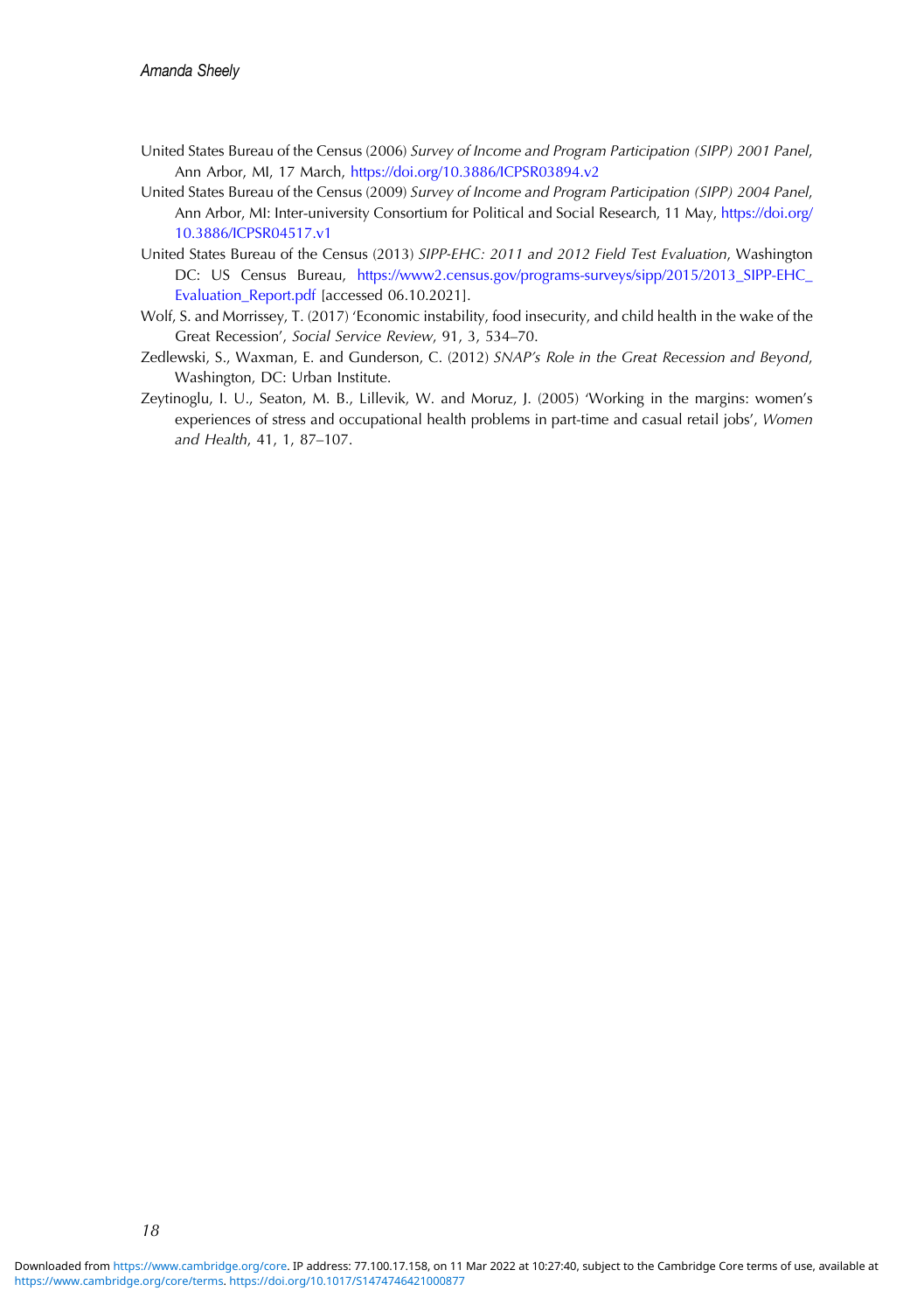United States Bureau of the Census (2006) *Survey of Income and Program Participation (SIPP) 2001 Panel*, Ann Arbor, MI, 17 March, https://doi.org/10.3886/ICPSR03894.v2

United States Bureau of the Census (2009) *Survey of Income and Program Participation (SIPP) 2004 Panel*, Ann Arbor, MI: Inter-university Consortium for Political and Social Research, 11 May, https://doi.org/10.3886/ICPSR04517.v1

United States Bureau of the Census (2013) *SIPP-EHC: 2011 and 2012 Field Test Evaluation*, Washington DC: US Census Bureau, https://www2.census.gov/programs-surveys/sipp/2015/2013_SIPP-EHC_Evaluation_Report.pdf [accessed 06.10.2021].

Wolf, S. and Morrissey, T. (2017) 'Economic instability, food insecurity, and child health in the wake of the Great Recession', *Social Service Review*, 91, 3, 534–70.

Zedlewski, S., Waxman, E. and Gunderson, C. (2012) *SNAP's Role in the Great Recession and Beyond*, Washington, DC: Urban Institute.

Zeytinoglu, I. U., Seaton, M. B., Lillevik, W. and Moruz, J. (2005) 'Working in the margins: women's experiences of stress and occupational health problems in part-time and casual retail jobs', *Women and Health*, 41, 1, 87–107.